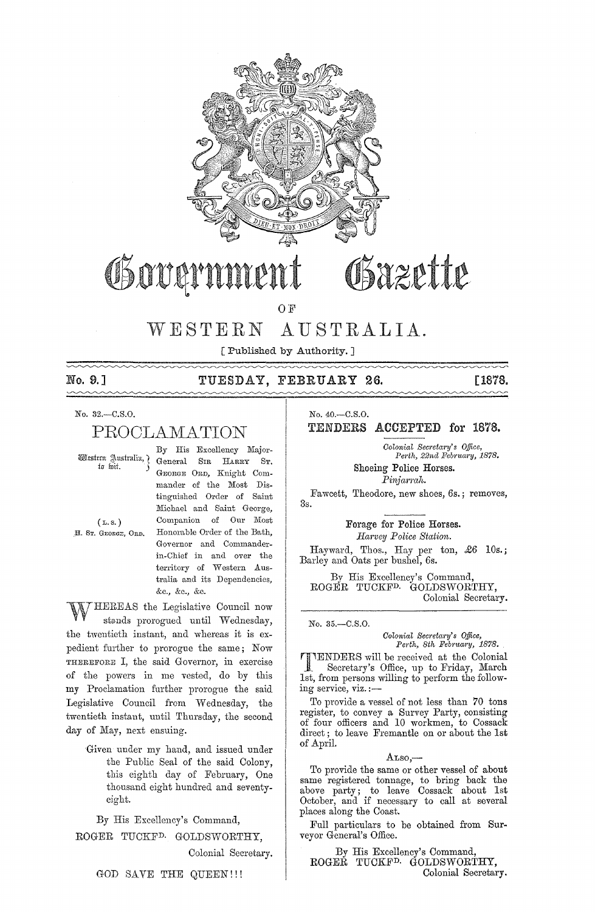# Government Gazette

OF

# WESTERN AUSTRALIA.

[ Published by Authority. ]

**No. 9.] TUESDAY, FEBRUARY 26. [1878.**

No. 32.—C.S.O.

## PROCLAMATION

Western Australia, to wit.

(L.S.)
H. ST. GEORGE, ORD.

By His Excellency Major-General SIR HARRY ST. GEORGE ORD, Knight Commander of the Most Distinguished Order of Saint Michael and Saint George, Companion of Our Most Honorable Order of the Bath, Governor and Commander-in-Chief in and over the territory of Western Australia and its Dependencies, &c., &c., &c.

WHEREAS the Legislative Council now stands prorogued until Wednesday, the twentieth instant, and whereas it is expedient further to prorogue the same; Now THEREFORE I, the said Governor, in exercise of the powers in me vested, do by this my Proclamation further prorogue the said Legislative Council from Wednesday, the twentieth instant, until Thursday, the second day of May, next ensuing.

Given under my hand, and issued under the Public Seal of the said Colony, this eighth day of February, One thousand eight hundred and seventy-eight.

By His Excellency's Command,
ROGER TUCKFD. GOLDSWORTHY,
Colonial Secretary.

GOD SAVE THE QUEEN!!!

No. 40.—C.S.O.

## TENDERS ACCEPTED for 1878.

*Colonial Secretary's Office,*
*Perth, 22nd February, 1878.*

**Shoeing Police Horses.**

*Pinjarrah.*

Fawcett, Theodore, new shoes, 6s.; removes, 3s.

**Forage for Police Horses.**

*Harvey Police Station.*

Hayward, Thos., Hay per ton, £6 10s.; Barley and Oats per bushel, 6s.

By His Excellency's Command,
ROGER TUCKFD. GOLDSWORTHY,
Colonial Secretary.

No. 35.—C.S.O.

*Colonial Secretary's Office,*
*Perth, 8th February, 1878.*

TENDERS will be received at the Colonial Secretary's Office, up to Friday, March 1st, from persons willing to perform the following service, viz.:—

To provide a vessel of not less than 70 tons register, to convey a Survey Party, consisting of four officers and 10 workmen, to Cossack direct; to leave Fremantle on or about the 1st of April.

ALSO,—

To provide the same or other vessel of about same registered tonnage, to bring back the above party; to leave Cossack about 1st October, and if necessary to call at several places along the Coast.

Full particulars to be obtained from Surveyor General's Office.

By His Excellency's Command,
ROGER TUCKFD. GOLDSWORTHY,
Colonial Secretary.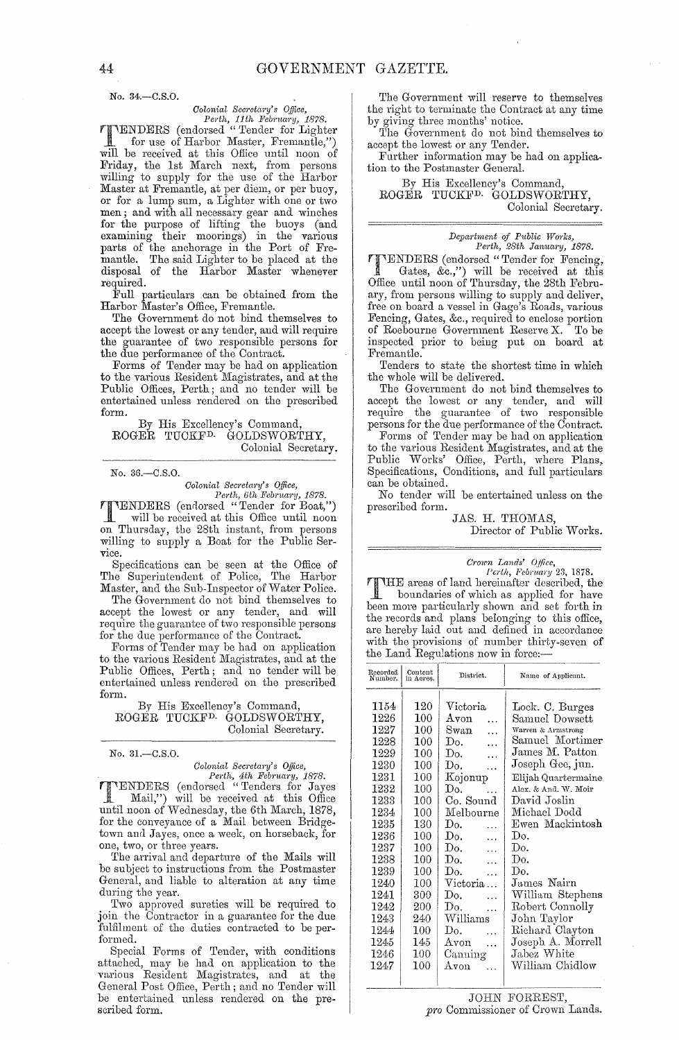No. 34.—C.S.O.

*Colonial Secretary's Office,*
*Perth, 11th February, 1878.*

TENDERS (endorsed "Tender for Lighter for use of Harbor Master, Fremantle,") will be received at this Office until noon of Friday, the 1st March next, from persons willing to supply for the use of the Harbor Master at Fremantle, at per diem, or per buoy, or for a lump sum, a Lighter with one or two men; and with all necessary gear and winches for the purpose of lifting the buoys (and examining their moorings) in the various parts of the anchorage in the Port of Fremantle. The said Lighter to be placed at the disposal of the Harbor Master whenever required.

Full particulars can be obtained from the Harbor Master's Office, Fremantle.

The Government do not bind themselves to accept the lowest or any tender, and will require the guarantee of two responsible persons for the due performance of the Contract.

Forms of Tender may be had on application to the various Resident Magistrates, and at the Public Offices, Perth; and no tender will be entertained unless rendered on the prescribed form.

By His Excellency's Command,
ROGER TUCKF$^{D.}$ GOLDSWORTHY,
Colonial Secretary.

---

No. 36.—C.S.O.

*Colonial Secretary's Office,*
*Perth, 6th February, 1878.*

TENDERS (endorsed "Tender for Boat,") will be received at this Office until noon on Thursday, the 28th instant, from persons willing to supply a Boat for the Public Service.

Specifications can be seen at the Office of The Superintendent of Police, The Harbor Master, and the Sub-Inspector of Water Police.

The Government do not bind themselves to accept the lowest or any tender, and will require the guarantee of two responsible persons for the due performance of the Contract.

Forms of Tender may be had on application to the various Resident Magistrates, and at the Public Offices, Perth; and no tender will be entertained unless rendered on the prescribed form.

By His Excellency's Command,
ROGER TUCKF$^{D.}$ GOLDSWORTHY,
Colonial Secretary.

---

No. 31.—C.S.O.

*Colonial Secretary's Office,*
*Perth, 4th February, 1878.*

TENDERS (endorsed "Tenders for Jayes Mail,") will be received at this Office until noon of Wednesday, the 6th March, 1878, for the conveyance of a Mail between Bridgetown and Jayes, once a week, on horseback, for one, two, or three years.

The arrival and departure of the Mails will be subject to instructions from the Postmaster General, and liable to alteration at any time during the year.

Two approved sureties will be required to join the Contractor in a guarantee for the due fulfilment of the duties contracted to be performed.

Special Forms of Tender, with conditions attached, may be had on application to the various Resident Magistrates, and at the General Post Office, Perth; and no Tender will be entertained unless rendered on the prescribed form.

The Government will reserve to themselves the right to terminate the Contract at any time by giving three months' notice.

The Government do not bind themselves to accept the lowest or any Tender.

Further information may be had on application to the Postmaster General.

By His Excellency's Command,
ROGER TUCKF$^{D.}$ GOLDSWORTHY,
Colonial Secretary.

---

*Department of Public Works,*
*Perth, 28th January, 1878.*

TENDERS (endorsed "Tender for Fencing, Gates, &c.,") will be received at this Office until noon of Thursday, the 28th February, from persons willing to supply and deliver, free on board a vessel in Gage's Roads, various Fencing, Gates, &c., required to enclose portion of Roebourne Government Reserve X. To be inspected prior to being put on board at Fremantle.

Tenders to state the shortest time in which the whole will be delivered.

The Government do not bind themselves to accept the lowest or any tender, and will require the guarantee of two responsible persons for the due performance of the Contract.

Forms of Tender may be had on application to the various Resident Magistrates, and at the Public Works' Office, Perth, where Plans, Specifications, Conditions, and full particulars can be obtained.

No tender will be entertained unless on the prescribed form.

JAS. H. THOMAS,
Director of Public Works.

---

*Crown Lands' Office,*
*Perth, February 23, 1878.*

THE areas of land hereinafter described, the boundaries of which as applied for have been more particularly shown and set forth in the records and plans belonging to this office, are hereby laid out and defined in accordance with the provisions of number thirty-seven of the Land Regulations now in force:—

| Recorded Number. | Content in Acres. | District. | Name of Applicant. |
|---|---|---|---|
| 1154 | 120 | Victoria | Lock. C. Burges |
| 1226 | 100 | Avon ... | Samuel Dowsett |
| 1227 | 100 | Swan ... | Warren & Armstrong |
| 1228 | 100 | Do. ... | Samuel Mortimer |
| 1229 | 100 | Do. ... | James M. Patton |
| 1230 | 100 | Do. ... | Joseph Gee, jun. |
| 1231 | 100 | Kojonup | Elijah Quartermaine |
| 1232 | 100 | Do. ... | Alex. & And. W. Moir |
| 1233 | 100 | Co. Sound | David Joslin |
| 1234 | 100 | Melbourne | Michael Dodd |
| 1235 | 130 | Do. ... | Ewen Mackintosh |
| 1236 | 100 | Do. ... | Do. |
| 1237 | 100 | Do. ... | Do. |
| 1238 | 100 | Do. ... | Do. |
| 1239 | 100 | Do. ... | Do. |
| 1240 | 100 | Victoria... | James Nairn |
| 1241 | 300 | Do. ... | William Stephens |
| 1242 | 200 | Do. ... | Robert Connolly |
| 1243 | 240 | Williams | John Taylor |
| 1244 | 100 | Do. ... | Richard Clayton |
| 1245 | 145 | Avon ... | Joseph A. Morrell |
| 1246 | 100 | Canning | Jabez White |
| 1247 | 100 | Avon ... | William Chidlow |

JOHN FORREST,
*pro* Commissioner of Crown Lands.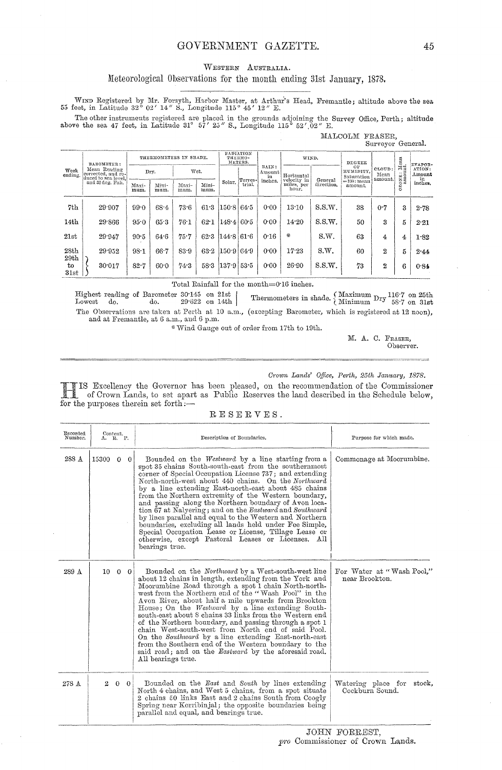## Western Australia.

### Meteorological Observations for the month ending 31st January, 1878.

Wind Registered by Mr. Forsyth, Harbor Master, at Arthur's Head, Fremantle; altitude above the sea 55 feet, in Latitude 32° 02′ 14″ S., Longitude 115° 45′ 12″ E.

The other instruments registered are placed in the grounds adjoining the Survey Office, Perth; altitude above the sea 47 feet, in Latitude 31° 57′ 25″ S., Longitude 115° 52′.02″ E.

MALCOLM FRASER,
Surveyor General.

| Week ending. | Barometer: Mean Reading corrected, and reduced to sea level, and 32 deg. Fah. | Thermometers in Shade. | | | | Radiation Thermometers. | | Rain: Amount in inches. | Wind. | | Degree of Humidity, Saturation = 100: mean amount. | Cloud: Mean amount. | Ozone: Mean amount. | Evaporation: Amount in inches. |
|---|---|---|---|---|---|---|---|---|---|---|---|---|---|---|
| | | Dry. | | Wet. | | | | | | | | | | |
| | | Maximum. | Minimum. | Maximum. | Minimum. | Solar. | Terrestrial. | | Horizontal velocity in miles, per hour. | General direction. | | | | |
| 7th | 29·907 | 99·0 | 68·4 | 73·6 | 61·3 | 150·8 | 64·5 | 0·00 | 13·10 | S.S.W. | 38 | 0·7 | 3 | 2·78 |
| 14th | 29·866 | 95·0 | 65·3 | 76·1 | 62·1 | 148·4 | 60·5 | 0·00 | 14·20 | S.S.W. | 50 | 3 | 5 | 2·21 |
| 21st | 29·947 | 90·5 | 64·6 | 75·7 | 62·3 | 144·8 | 61·6 | 0·16 | * | S.W. | 63 | 4 | 4 | 1·82 |
| 28th | 29·952 | 98·1 | 66·7 | 83·9 | 63·2 | 150·9 | 64·9 | 0·00 | 17·23 | S.W. | 60 | 2 | 5 | 2·44 |
| 29th to 31st | 30·017 | 82·7 | 60·0 | 74·3 | 58·3 | 137·9 | 53·5 | 0·00 | 26·90 | S.S.W. | 73 | 2 | 6 | 0·84 |

Total Rainfall for the month=0·16 inches.

Highest reading of Barometer 30·145 on 21st
Lowest do. do. 29·622 on 14th

Thermometers in shade. Maximum Dry 116·7 on 25th; Minimum Dry 58·7 on 31st

The Observations are taken at Perth at 10 a.m., (excepting Barometer, which is registered at 12 noon), and at Fremantle, at 6 a.m., and 6 p.m.

* Wind Gauge out of order from 17th to 19th.

M. A. C. Fraser,
Observer.

---

*Crown Lands' Office, Perth, 25th January, 1878.*

His Excellency the Governor has been pleased, on the recommendation of the Commissioner of Crown Lands, to set apart as Public Reserves the land described in the Schedule below, for the purposes therein set forth:—

## RESERVES.

| Recorded Number. | Content. A. R. P. | Description of Boundaries. | Purpose for which made. |
|---|---|---|---|
| 288 A | 15300 0 0 | Bounded on the *Westward* by a line starting from a spot 35 chains South-south-east from the southernmost corner of Special Occupation License 737; and extending North-north-west about 440 chains. On the *Northward* by a line extending East-north-east about 485 chains from the Northern extremity of the Western boundary, and passing along the Northern boundary of Avon location 67 at Nalyering; and on the *Eastward* and *Southward* by lines parallel and equal to the Western and Northern boundaries, excluding all lands held under Fee Simple, Special Occupation Lease or License, Tillage Lease or otherwise, except Pastoral Leases or Licenses. All bearings true. | Commonage at Moorumbine. |
| 289 A | 10 0 0 | Bounded on the *Northward* by a West-south-west line about 12 chains in length, extending from the York and Moorumbine Road through a spot 1 chain North-north-west from the Northern end of the "Wash Pool" in the Avon River, about half a mile upwards from Brookton House; On the *Westward* by a line extending South-south-east about 8 chains 33 links from the Western end of the Northern boundary, and passing through a spot 1 chain West-south-west from North end of said Pool. On the *Southward* by a line extending East-north-east from the Southern end of the Western boundary to the said road; and on the *Eastward* by the aforesaid road. All bearings true. | For Water at "Wash Pool," near Brookton. |
| 278 A | 2 0 0 | Bounded on the *East* and *South* by lines extending North 4 chains, and West 5 chains, from a spot situate 2 chains 50 links East and 2 chains South from Coogly Spring near Korribinjal; the opposite boundaries being parallel and equal, and bearings true. | Watering place for stock, Cockburn Sound. |

JOHN FORREST,
*pro* Commissioner of Crown Lands.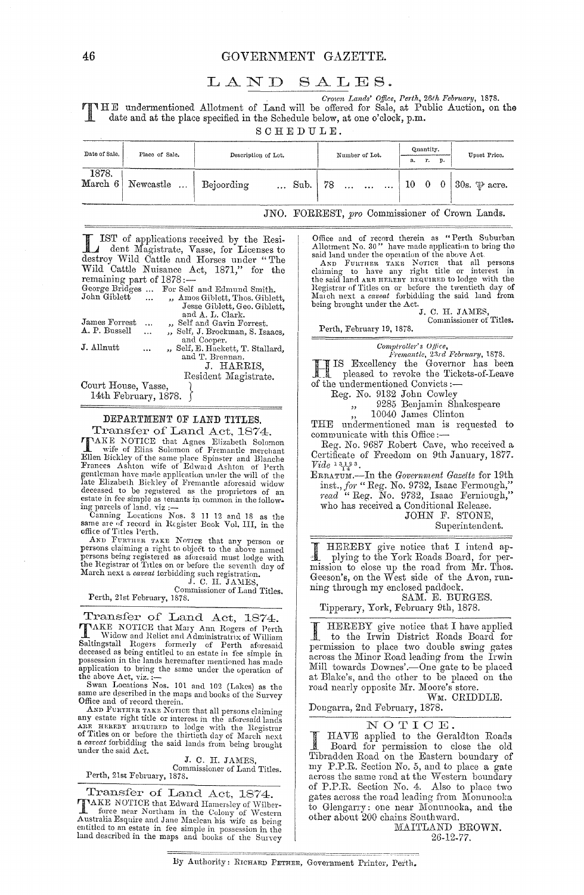# LAND SALES.

*Crown Lands' Office, Perth, 26th February, 1878.*

THE undermentioned Allotment of Land will be offered for Sale, at Public Auction, on the date and at the place specified in the Schedule below, at one o'clock, p.m.

SCHEDULE.

| Date of Sale. | Place of Sale. | Description of Lot. | Number of Lot. | Quantity. | | | Upset Price. |
|---|---|---|---|---|---|---|---|
| | | | | a. | r. | p. | |
| 1878. March 6 | Newcastle ... | Bejoording ... Sub. | 78 ... ... ... | 10 | 0 | 0 | 30s. ℔ acre. |

JNO. FORREST, *pro* Commissioner of Crown Lands.

---

LIST of applications received by the Resident Magistrate, Vasse, for Licenses to destroy Wild Cattle and Horses under "The Wild Cattle Nuisance Act, 1871," for the remaining part of 1878:—

George Bridges ... For Self and Edmund Smith.
John Giblett ... " Amos Giblett, Thos. Giblett, Jesse Giblett, Geo. Giblett, and A. L. Clark.
James Forrest ... " Self and Gavin Forrest.
A. P. Bussell ... " Self, J. Brockman, S. Isaacs, and Cooper.
J. Allnutt ... " Self, E. Hackett, T. Stallard, and T. Brennan.

J. HARRIS,
Resident Magistrate.

Court House, Vasse,
14th February, 1878.

---

## DEPARTMENT OF LAND TITLES.

### Transfer of Land Act, 1874.

TAKE NOTICE that Agnes Elizabeth Solomon wife of Elias Solomon of Fremantle merchant Ellen Bickley of the same place Spinster and Blanche Frances Ashton wife of Edward Ashton of Perth gentleman have made application under the will of the late Elizabeth Bickley of Fremantle aforesaid widow deceased to be registered as the proprietors of an estate in fee simple as tenants in common in the following parcels of land, viz :—

Canning Locations Nos. 3 11 12 and 18 as the same are of record in Register Book Vol. III, in the office of Titles Perth.

AND FURTHER TAKE NOTICE that any person or persons claiming a right to object to the above named persons being registered as aforesaid must lodge with the Registrar of Titles on or before the seventh day of March next a *caveat* forbidding such registration.

J. C. H. JAMES,
Commissioner of Land Titles.

Perth, 21st February, 1878.

---

### Transfer of Land Act, 1874.

TAKE NOTICE that Mary Ann Rogers of Perth Widow and Relict and Administratrix of William Saltingstall Rogers formerly of Perth aforesaid deceased as being entitled to an estate in fee simple in possession in the lands hereafter mentioned has made application to bring the same under the operation of the above Act, viz. :—

Swan Locations Nos. 101 and 102 (Lakes) as the same are described in the maps and books of the Survey Office and of record therein.

AND FURTHER TAKE NOTICE that all persons claiming any estate right title or interest in the aforesaid lands ARE HEREBY REQUIRED to lodge with the Registrar of Titles on or before the thirtieth day of March next a *caveat* forbidding the said lands from being brought under the said Act.

J. C. H. JAMES,
Commissioner of Land Titles.

Perth, 21st February, 1878.

---

### Transfer of Land Act, 1874.

TAKE NOTICE that Edward Hamersley of Wilberforce near Northam in the Colony of Western Australia Esquire and Jane Maclean his wife as being entitled to an estate in fee simple in possession in the land described in the maps and books of the Survey Office and of record therein as "Perth Suburban Allotment No. 30" have made application to bring the said land under the operation of the above Act.

AND FURTHER TAKE NOTICE that all persons claiming to have any right title or interest in the said land ARE HEREBY REQUIRED to lodge with the Registrar of Titles on or before the twentieth day of March next a *caveat* forbidding the said land from being brought under the Act.

J. C. H. JAMES,
Commissioner of Titles.

Perth, February 19, 1878.

---

*Comptroller's Office,*
*Fremantle, 23rd February, 1878.*

HIS Excellency the Governor has been pleased to revoke the Tickets-of-Leave of the undermentioned Convicts :—

Reg. No. 9132 John Cowley
" 9285 Benjamin Shakespeare
" 10040 James Clinton

THE undermentioned man is requested to communicate with this Office :—

Reg. No. 9687 Robert Cave, who received a Certificate of Freedom on 9th January, 1877. *Vide* $\frac{1123}{14}$.

ERRATUM.—In the *Government Gazette* for 19th inst., *for* "Reg. No. 9732, Isaac Fermough," *read* "Reg. No. 9732, Isaac Ferniough," who has received a Conditional Release.

JOHN F. STONE,
Superintendent.

---

I HEREBY give notice that I intend applying to the York Roads Board, for permission to close up the road from Mr. Thos. Geeson's, on the West side of the Avon, running through my enclosed paddock.

SAM. E. BURGES.

Tipperary, York, February 9th, 1878.

---

I HEREBY give notice that I have applied to the Irwin District Roads Board for permission to place two double swing gates across the Minor Road leading from the Irwin Mill towards Downes'.—One gate to be placed at Blake's, and the other to be placed on the road nearly opposite Mr. Moore's store.

WM. CRIDDLE.

Dongarra, 2nd February, 1878.

---

## NOTICE.

I HAVE applied to the Geraldton Roads Board for permission to close the old Tibradden Road on the Eastern boundary of my P.P.R. Section No. 5, and to place a gate across the same road at the Western boundary of P.P.R. Section No. 4. Also to place two gates across the road leading from Monunooka to Glengarry: one near Monunooka, and the other about 200 chains Southward.

MAITLAND BROWN.
26-12-77.

---

By Authority: RICHARD PETHER, Government Printer, Perth.